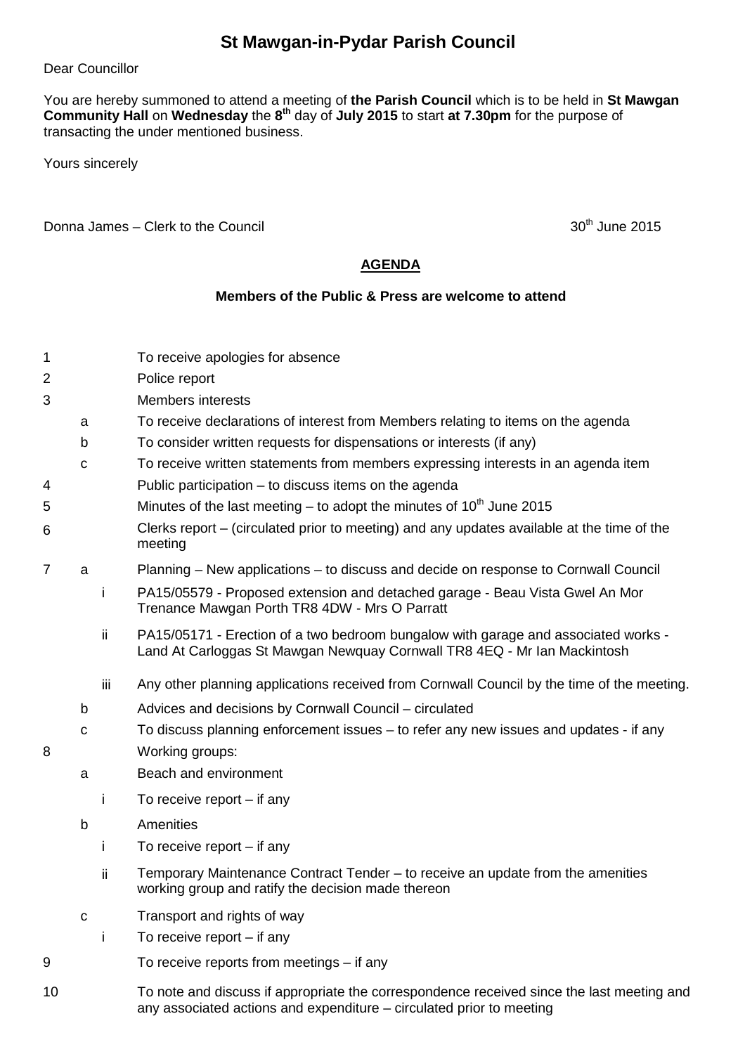# St Mawgan-in-Pydar Parish Council

Dear Councillor

You are hereby summoned to attend a meeting of **the Parish Council** which is to be held in **St Mawgan Community Hall** on **Wednesday** the **8th** day of **July 2015** to start **at 7.30pm** for the purpose of transacting the under mentioned business.

Yours sincerely

Donna James – Clerk to the Council

30th June 2015

## AGENDA

**Members of the Public & Press are welcome to attend**

1. To receive apologies for absence
2. Police report
3. Members interests
   - a. To receive declarations of interest from Members relating to items on the agenda
   - b. To consider written requests for dispensations or interests (if any)
   - c. To receive written statements from members expressing interests in an agenda item
4. Public participation – to discuss items on the agenda
5. Minutes of the last meeting – to adopt the minutes of 10th June 2015
6. Clerks report – (circulated prior to meeting) and any updates available at the time of the meeting
7. a. Planning – New applications – to discuss and decide on response to Cornwall Council
      - i. PA15/05579 - Proposed extension and detached garage - Beau Vista Gwel An Mor Trenance Mawgan Porth TR8 4DW - Mrs O Parratt
      - ii. PA15/05171 - Erection of a two bedroom bungalow with garage and associated works - Land At Carloggas St Mawgan Newquay Cornwall TR8 4EQ - Mr Ian Mackintosh
      - iii. Any other planning applications received from Cornwall Council by the time of the meeting.
   - b. Advices and decisions by Cornwall Council – circulated
   - c. To discuss planning enforcement issues – to refer any new issues and updates - if any
8. Working groups:
   - a. Beach and environment
      - i. To receive report – if any
   - b. Amenities
      - i. To receive report – if any
      - ii. Temporary Maintenance Contract Tender – to receive an update from the amenities working group and ratify the decision made thereon
   - c. Transport and rights of way
      - i. To receive report – if any
9. To receive reports from meetings – if any
10. To note and discuss if appropriate the correspondence received since the last meeting and any associated actions and expenditure – circulated prior to meeting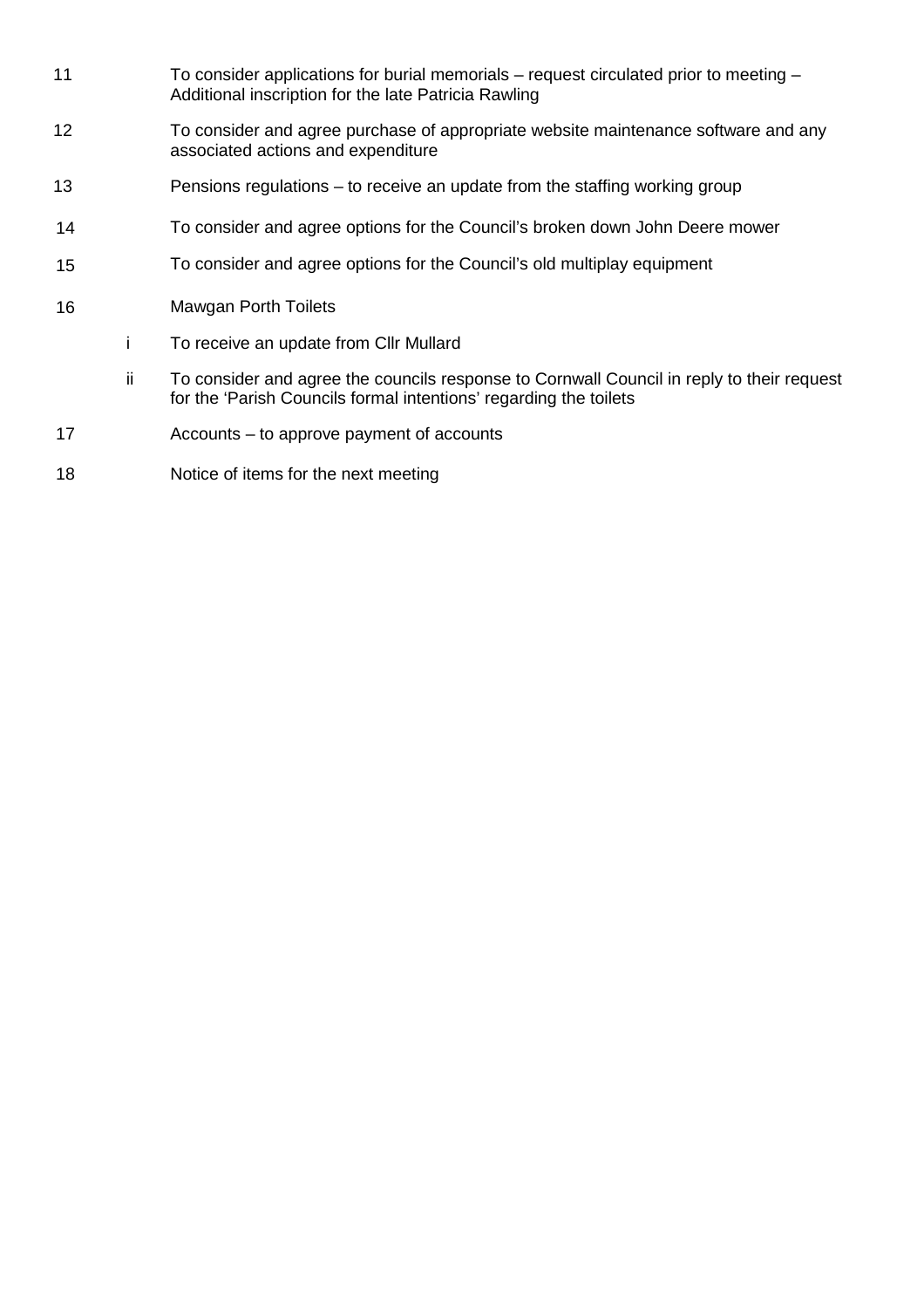11 To consider applications for burial memorials – request circulated prior to meeting – Additional inscription for the late Patricia Rawling

12 To consider and agree purchase of appropriate website maintenance software and any associated actions and expenditure

13 Pensions regulations – to receive an update from the staffing working group

14 To consider and agree options for the Council's broken down John Deere mower

15 To consider and agree options for the Council's old multiplay equipment

16 Mawgan Porth Toilets

- i To receive an update from Cllr Mullard
- ii To consider and agree the councils response to Cornwall Council in reply to their request for the 'Parish Councils formal intentions' regarding the toilets

17 Accounts – to approve payment of accounts

18 Notice of items for the next meeting